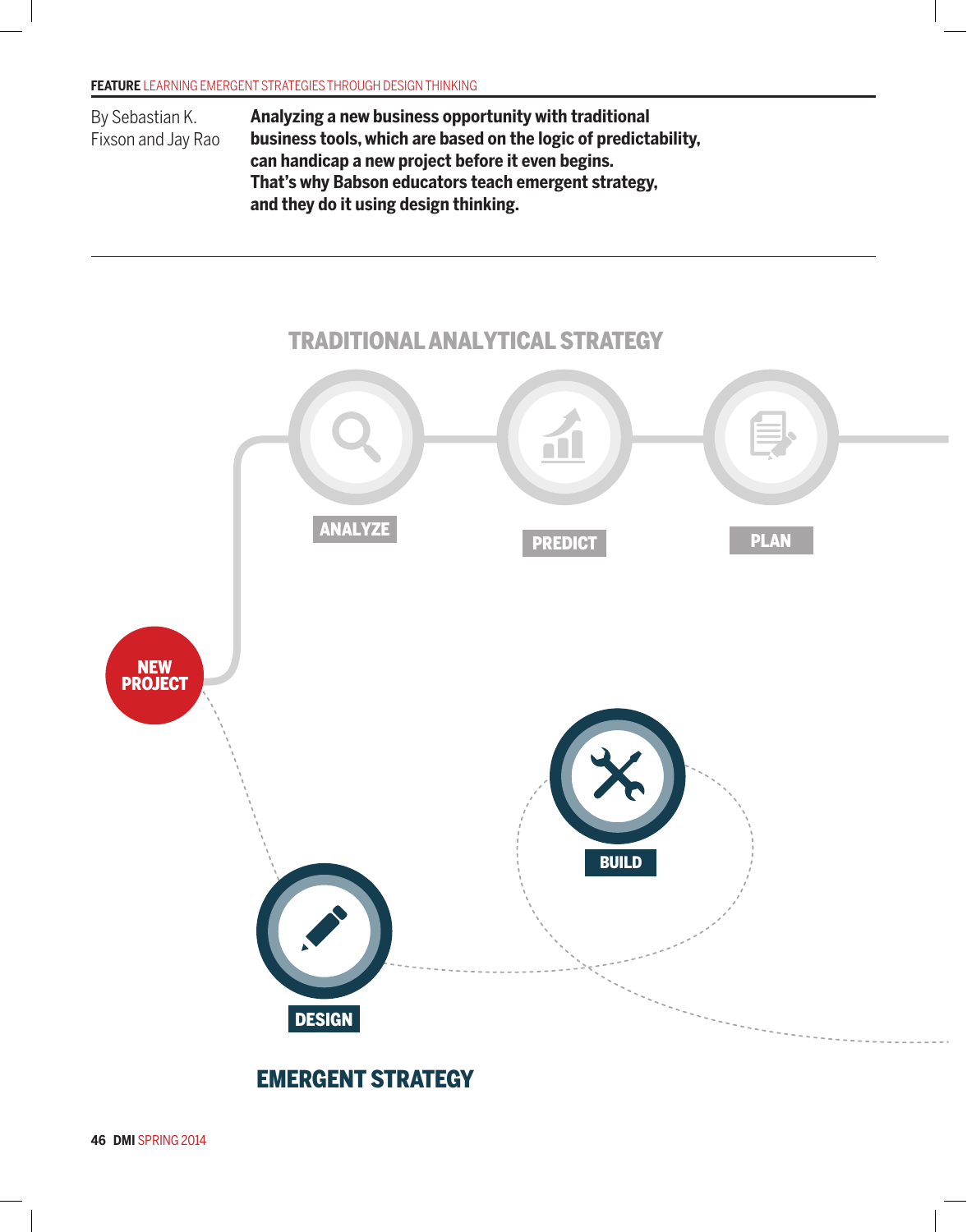By Sebastian K. Fixson and Jay Rao

**Analyzing a new business opportunity with traditional business tools, which are based on the logic of predictability, can handicap a new project before it even begins. That's why Babson educators teach emergent strategy, and they do it using design thinking.**

TRADITIONAL ANALYTICAL STRATEGY

ANALYZE

PREDICT

PLAN

NEW PROJECT

BUILD

DESIGN

EMERGENT STRATEGY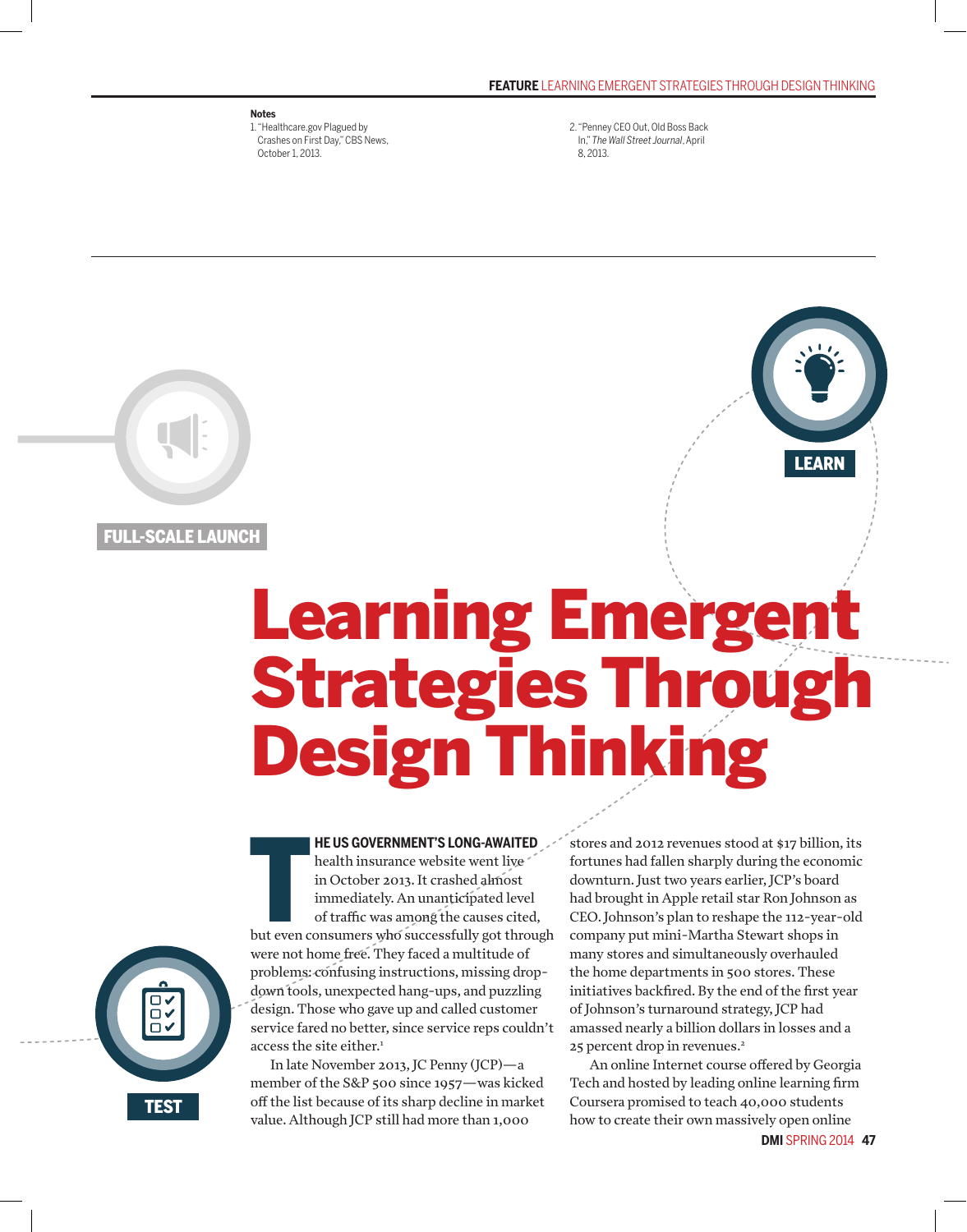**Notes**

1. "Healthcare.gov Plagued by Crashes on First Day," CBS News, October 1, 2013.
2. "Penney CEO Out, Old Boss Back In," *The Wall Street Journal*, April 8, 2013.

FULL-SCALE LAUNCH

LEARN

# Learning Emergent Strategies Through Design Thinking

TEST

**THE US GOVERNMENT'S LONG-AWAITED** health insurance website went live in October 2013. It crashed almost immediately. An unanticipated level of traffic was among the causes cited, but even consumers who successfully got through were not home free. They faced a multitude of problems: confusing instructions, missing drop-down tools, unexpected hang-ups, and puzzling design. Those who gave up and called customer service fared no better, since service reps couldn't access the site either.[1]

In late November 2013, JC Penny (JCP)—a member of the S&P 500 since 1957—was kicked off the list because of its sharp decline in market value. Although JCP still had more than 1,000 stores and 2012 revenues stood at $17 billion, its fortunes had fallen sharply during the economic downturn. Just two years earlier, JCP's board had brought in Apple retail star Ron Johnson as CEO. Johnson's plan to reshape the 112-year-old company put mini-Martha Stewart shops in many stores and simultaneously overhauled the home departments in 500 stores. These initiatives backfired. By the end of the first year of Johnson's turnaround strategy, JCP had amassed nearly a billion dollars in losses and a 25 percent drop in revenues.[2]

An online Internet course offered by Georgia Tech and hosted by leading online learning firm Coursera promised to teach 40,000 students how to create their own massively open online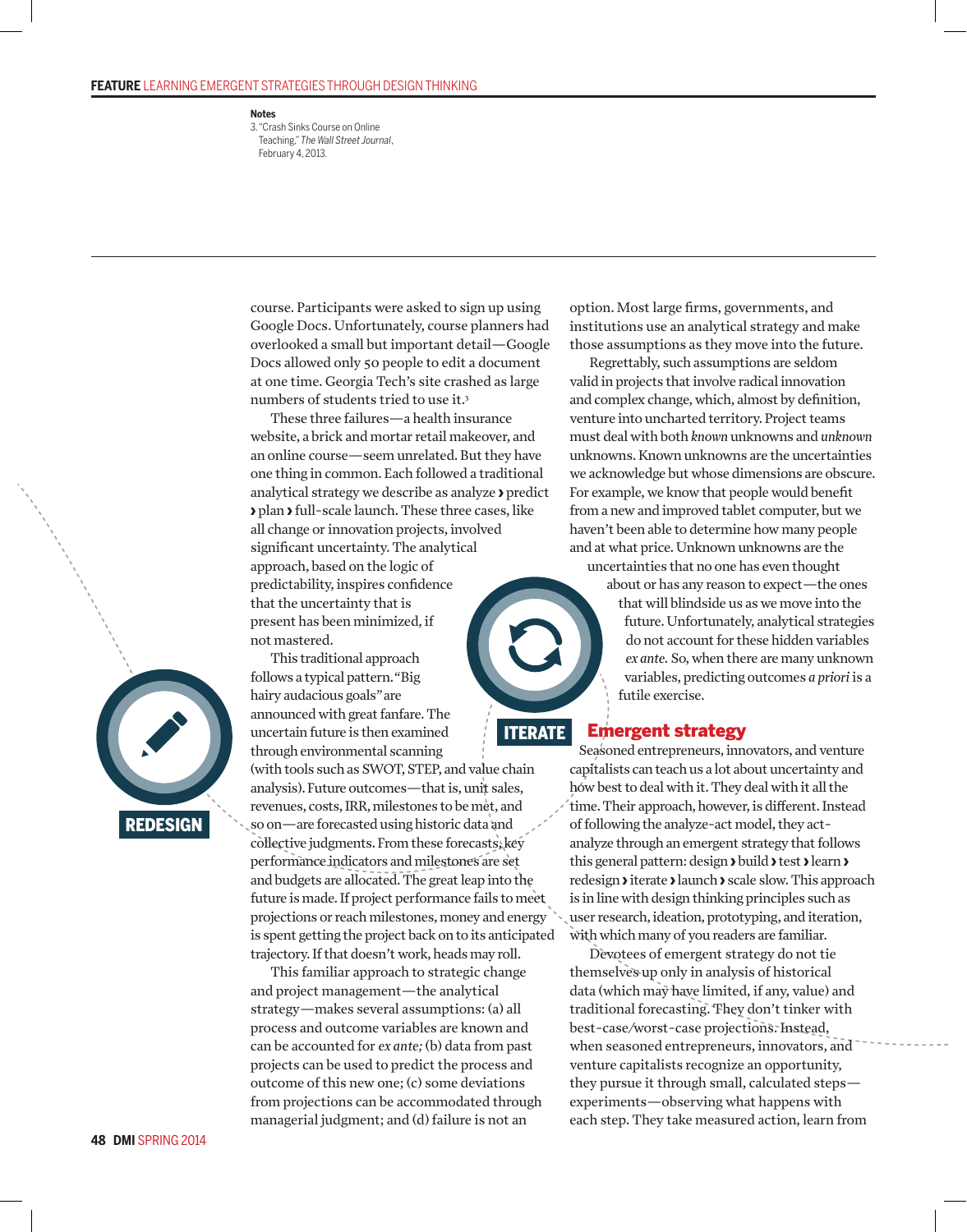**Notes**

3. "Crash Sinks Course on Online Teaching," *The Wall Street Journal*, February 4, 2013.

course. Participants were asked to sign up using Google Docs. Unfortunately, course planners had overlooked a small but important detail—Google Docs allowed only 50 people to edit a document at one time. Georgia Tech's site crashed as large numbers of students tried to use it.[3]

These three failures—a health insurance website, a brick and mortar retail makeover, and an online course—seem unrelated. But they have one thing in common. Each followed a traditional analytical strategy we describe as analyze › predict › plan › full-scale launch. These three cases, like all change or innovation projects, involved significant uncertainty. The analytical approach, based on the logic of predictability, inspires confidence that the uncertainty that is present has been minimized, if not mastered.

This traditional approach follows a typical pattern. "Big hairy audacious goals" are announced with great fanfare. The uncertain future is then examined through environmental scanning (with tools such as SWOT, STEP, and value chain analysis). Future outcomes—that is, unit sales, revenues, costs, IRR, milestones to be met, and so on—are forecasted using historic data and collective judgments. From these forecasts, key performance indicators and milestones are set and budgets are allocated. The great leap into the future is made. If project performance fails to meet projections or reach milestones, money and energy is spent getting the project back on to its anticipated trajectory. If that doesn't work, heads may roll.

This familiar approach to strategic change and project management—the analytical strategy—makes several assumptions: (a) all process and outcome variables are known and can be accounted for *ex ante;* (b) data from past projects can be used to predict the process and outcome of this new one; (c) some deviations from projections can be accommodated through managerial judgment; and (d) failure is not an option. Most large firms, governments, and institutions use an analytical strategy and make those assumptions as they move into the future.

Regrettably, such assumptions are seldom valid in projects that involve radical innovation and complex change, which, almost by definition, venture into uncharted territory. Project teams must deal with both *known* unknowns and *unknown* unknowns. Known unknowns are the uncertainties we acknowledge but whose dimensions are obscure. For example, we know that people would benefit from a new and improved tablet computer, but we haven't been able to determine how many people and at what price. Unknown unknowns are the uncertainties that no one has even thought about or has any reason to expect—the ones that will blindside us as we move into the future. Unfortunately, analytical strategies do not account for these hidden variables *ex ante*. So, when there are many unknown variables, predicting outcomes *a priori* is a futile exercise.

REDESIGN

ITERATE

## Emergent strategy

Seasoned entrepreneurs, innovators, and venture capitalists can teach us a lot about uncertainty and how best to deal with it. They deal with it all the time. Their approach, however, is different. Instead of following the analyze-act model, they act-analyze through an emergent strategy that follows this general pattern: design › build › test › learn › redesign › iterate › launch › scale slow. This approach is in line with design thinking principles such as user research, ideation, prototyping, and iteration, with which many of you readers are familiar.

Devotees of emergent strategy do not tie themselves up only in analysis of historical data (which may have limited, if any, value) and traditional forecasting. They don't tinker with best-case/worst-case projections. Instead, when seasoned entrepreneurs, innovators, and venture capitalists recognize an opportunity, they pursue it through small, calculated steps—experiments—observing what happens with each step. They take measured action, learn from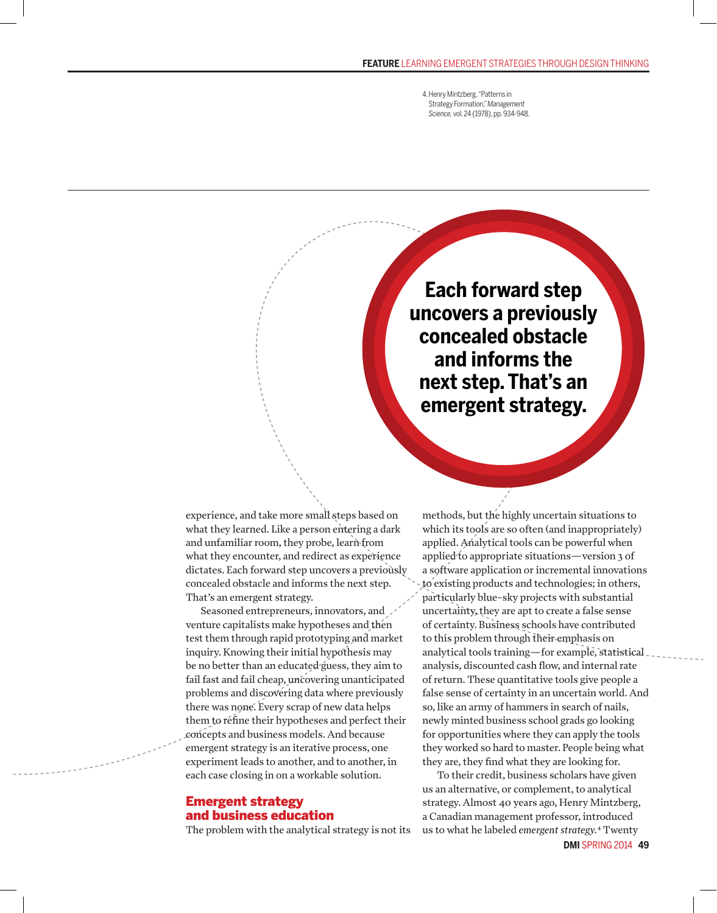4. Henry Mintzberg, "Patterns in Strategy Formation," *Management Science*, vol. 24 (1978), pp. 934-948.

**Each forward step uncovers a previously concealed obstacle and informs the next step. That's an emergent strategy.**

experience, and take more small steps based on what they learned. Like a person entering a dark and unfamiliar room, they probe, learn from what they encounter, and redirect as experience dictates. Each forward step uncovers a previously concealed obstacle and informs the next step. That's an emergent strategy.

Seasoned entrepreneurs, innovators, and venture capitalists make hypotheses and then test them through rapid prototyping and market inquiry. Knowing their initial hypothesis may be no better than an educated guess, they aim to fail fast and fail cheap, uncovering unanticipated problems and discovering data where previously there was none. Every scrap of new data helps them to refine their hypotheses and perfect their concepts and business models. And because emergent strategy is an iterative process, one experiment leads to another, and to another, in each case closing in on a workable solution.

## Emergent strategy and business education

The problem with the analytical strategy is not its methods, but the highly uncertain situations to which its tools are so often (and inappropriately) applied. Analytical tools can be powerful when applied to appropriate situations—version 3 of a software application or incremental innovations to existing products and technologies; in others, particularly blue-sky projects with substantial uncertainty, they are apt to create a false sense of certainty. Business schools have contributed to this problem through their emphasis on analytical tools training—for example, statistical analysis, discounted cash flow, and internal rate of return. These quantitative tools give people a false sense of certainty in an uncertain world. And so, like an army of hammers in search of nails, newly minted business school grads go looking for opportunities where they can apply the tools they worked so hard to master. People being what they are, they find what they are looking for.

To their credit, business scholars have given us an alternative, or complement, to analytical strategy. Almost 40 years ago, Henry Mintzberg, a Canadian management professor, introduced us to what he labeled *emergent strategy*.[4] Twenty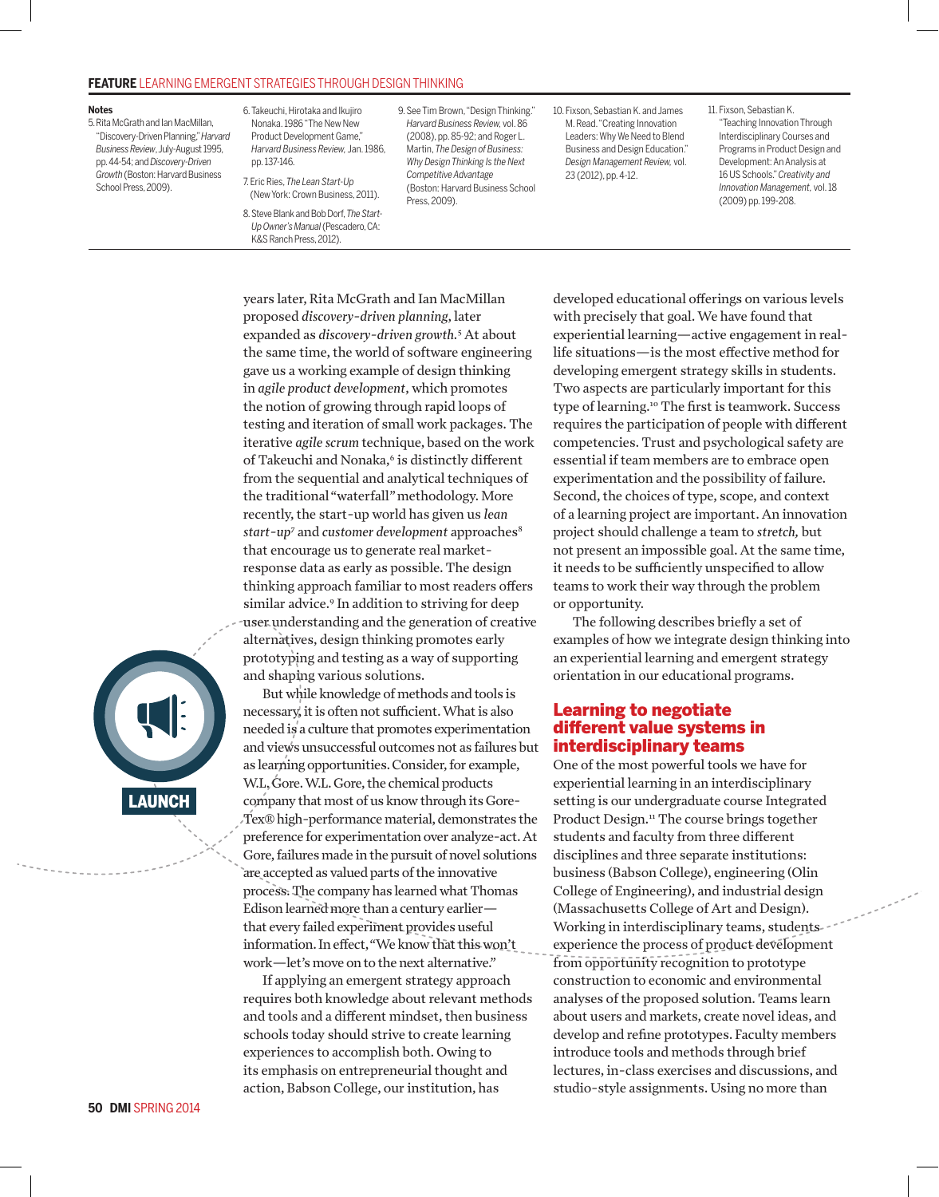**Notes**

5. Rita McGrath and Ian MacMillan, "Discovery-Driven Planning," *Harvard Business Review*, July-August 1995, pp. 44-54; and *Discovery-Driven Growth* (Boston: Harvard Business School Press, 2009).

6. Takeuchi, Hirotaka and Ikujiro Nonaka. 1986 "The New New Product Development Game," *Harvard Business Review*, Jan. 1986, pp. 137-146.

7. Eric Ries, *The Lean Start-Up* (New York: Crown Business, 2011).

8. Steve Blank and Bob Dorf, *The Start-Up Owner's Manual* (Pescadero, CA: K&S Ranch Press, 2012).

9. See Tim Brown, "Design Thinking." *Harvard Business Review*, vol. 86 (2008), pp. 85-92; and Roger L. Martin, *The Design of Business: Why Design Thinking Is the Next Competitive Advantage* (Boston: Harvard Business School Press, 2009).

10. Fixson, Sebastian K. and James M. Read. "Creating Innovation Leaders: Why We Need to Blend Business and Design Education." *Design Management Review*, vol. 23 (2012), pp. 4-12.

11. Fixson, Sebastian K. "Teaching Innovation Through Interdisciplinary Courses and Programs in Product Design and Development: An Analysis at 16 US Schools." *Creativity and Innovation Management*, vol. 18 (2009) pp. 199-208.

years later, Rita McGrath and Ian MacMillan proposed *discovery-driven planning*, later expanded as *discovery-driven growth*.[5] At about the same time, the world of software engineering gave us a working example of design thinking in *agile product development*, which promotes the notion of growing through rapid loops of testing and iteration of small work packages. The iterative *agile scrum* technique, based on the work of Takeuchi and Nonaka,[6] is distinctly different from the sequential and analytical techniques of the traditional "waterfall" methodology. More recently, the start-up world has given us *lean start-up*[7] and *customer development* approaches[8] that encourage us to generate real market-response data as early as possible. The design thinking approach familiar to most readers offers similar advice.[9] In addition to striving for deep user understanding and the generation of creative alternatives, design thinking promotes early prototyping and testing as a way of supporting and shaping various solutions.

But while knowledge of methods and tools is necessary, it is often not sufficient. What is also needed is a culture that promotes experimentation and views unsuccessful outcomes not as failures but as learning opportunities. Consider, for example, W.L. Gore. W.L. Gore, the chemical products company that most of us know through its Gore-Tex® high-performance material, demonstrates the preference for experimentation over analyze-act. At Gore, failures made in the pursuit of novel solutions are accepted as valued parts of the innovative process. The company has learned what Thomas Edison learned more than a century earlier—that every failed experiment provides useful information. In effect, "We know that this won't work—let's move on to the next alternative."

If applying an emergent strategy approach requires both knowledge about relevant methods and tools and a different mindset, then business schools today should strive to create learning experiences to accomplish both. Owing to its emphasis on entrepreneurial thought and action, Babson College, our institution, has developed educational offerings on various levels with precisely that goal. We have found that experiential learning—active engagement in real-life situations—is the most effective method for developing emergent strategy skills in students. Two aspects are particularly important for this type of learning.[10] The first is teamwork. Success requires the participation of people with different competencies. Trust and psychological safety are essential if team members are to embrace open experimentation and the possibility of failure. Second, the choices of type, scope, and context of a learning project are important. An innovation project should challenge a team to *stretch,* but not present an impossible goal. At the same time, it needs to be sufficiently unspecified to allow teams to work their way through the problem or opportunity.

The following describes briefly a set of examples of how we integrate design thinking into an experiential learning and emergent strategy orientation in our educational programs.

LAUNCH

## Learning to negotiate different value systems in interdisciplinary teams

One of the most powerful tools we have for experiential learning in an interdisciplinary setting is our undergraduate course Integrated Product Design.[11] The course brings together students and faculty from three different disciplines and three separate institutions: business (Babson College), engineering (Olin College of Engineering), and industrial design (Massachusetts College of Art and Design). Working in interdisciplinary teams, students experience the process of product development from opportunity recognition to prototype construction to economic and environmental analyses of the proposed solution. Teams learn about users and markets, create novel ideas, and develop and refine prototypes. Faculty members introduce tools and methods through brief lectures, in-class exercises and discussions, and studio-style assignments. Using no more than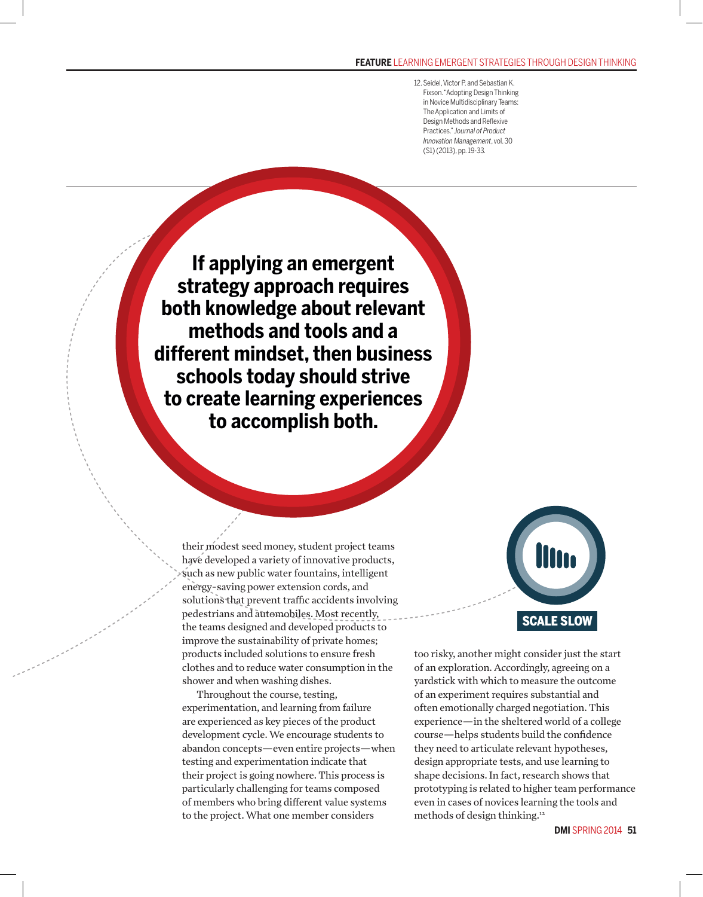12. Seidel, Victor P. and Sebastian K. Fixson. "Adopting Design Thinking in Novice Multidisciplinary Teams: The Application and Limits of Design Methods and Reflexive Practices." *Journal of Product Innovation Management*, vol. 30 (S1) (2013), pp. 19-33.

**If applying an emergent strategy approach requires both knowledge about relevant methods and tools and a different mindset, then business schools today should strive to create learning experiences to accomplish both.**

their modest seed money, student project teams have developed a variety of innovative products, such as new public water fountains, intelligent energy-saving power extension cords, and solutions that prevent traffic accidents involving pedestrians and automobiles. Most recently, the teams designed and developed products to improve the sustainability of private homes; products included solutions to ensure fresh clothes and to reduce water consumption in the shower and when washing dishes.

Throughout the course, testing, experimentation, and learning from failure are experienced as key pieces of the product development cycle. We encourage students to abandon concepts—even entire projects—when testing and experimentation indicate that their project is going nowhere. This process is particularly challenging for teams composed of members who bring different value systems to the project. What one member considers too risky, another might consider just the start of an exploration. Accordingly, agreeing on a yardstick with which to measure the outcome of an experiment requires substantial and often emotionally charged negotiation. This experience—in the sheltered world of a college course—helps students build the confidence they need to articulate relevant hypotheses, design appropriate tests, and use learning to shape decisions. In fact, research shows that prototyping is related to higher team performance even in cases of novices learning the tools and methods of design thinking.[12]

**SCALE SLOW**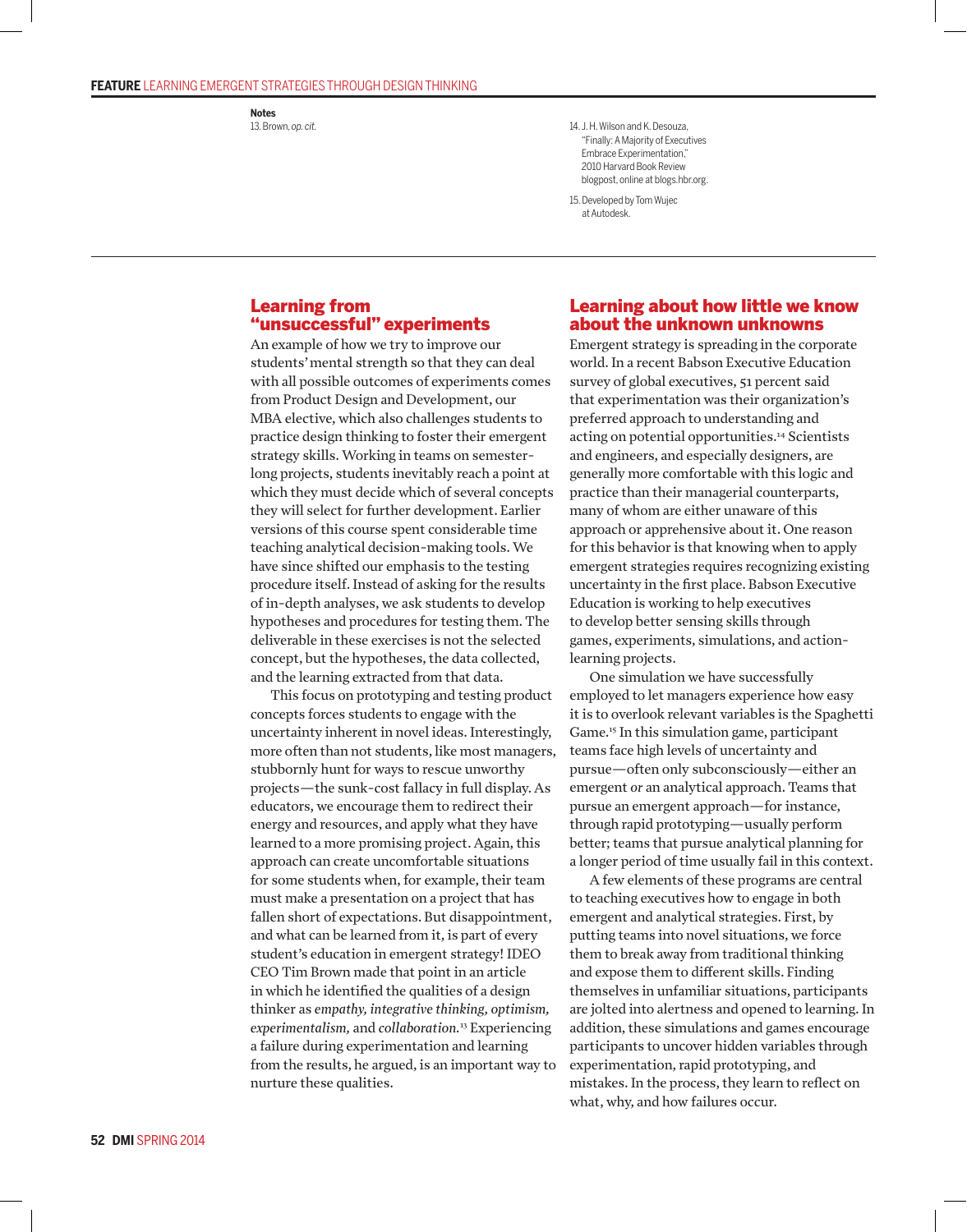**Notes**

13. Brown, *op. cit.*

14. J. H. Wilson and K. Desouza, "Finally: A Majority of Executives Embrace Experimentation," 2010 Harvard Book Review blogpost, online at blogs.hbr.org.

15. Developed by Tom Wujec at Autodesk.

## Learning from "unsuccessful" experiments

An example of how we try to improve our students' mental strength so that they can deal with all possible outcomes of experiments comes from Product Design and Development, our MBA elective, which also challenges students to practice design thinking to foster their emergent strategy skills. Working in teams on semester-long projects, students inevitably reach a point at which they must decide which of several concepts they will select for further development. Earlier versions of this course spent considerable time teaching analytical decision-making tools. We have since shifted our emphasis to the testing procedure itself. Instead of asking for the results of in-depth analyses, we ask students to develop hypotheses and procedures for testing them. The deliverable in these exercises is not the selected concept, but the hypotheses, the data collected, and the learning extracted from that data.

This focus on prototyping and testing product concepts forces students to engage with the uncertainty inherent in novel ideas. Interestingly, more often than not students, like most managers, stubbornly hunt for ways to rescue unworthy projects—the sunk-cost fallacy in full display. As educators, we encourage them to redirect their energy and resources, and apply what they have learned to a more promising project. Again, this approach can create uncomfortable situations for some students when, for example, their team must make a presentation on a project that has fallen short of expectations. But disappointment, and what can be learned from it, is part of every student's education in emergent strategy! IDEO CEO Tim Brown made that point in an article in which he identified the qualities of a design thinker as *empathy, integrative thinking, optimism, experimentalism,* and *collaboration.*[13] Experiencing a failure during experimentation and learning from the results, he argued, is an important way to nurture these qualities.

## Learning about how little we know about the unknown unknowns

Emergent strategy is spreading in the corporate world. In a recent Babson Executive Education survey of global executives, 51 percent said that experimentation was their organization's preferred approach to understanding and acting on potential opportunities.[14] Scientists and engineers, and especially designers, are generally more comfortable with this logic and practice than their managerial counterparts, many of whom are either unaware of this approach or apprehensive about it. One reason for this behavior is that knowing when to apply emergent strategies requires recognizing existing uncertainty in the first place. Babson Executive Education is working to help executives to develop better sensing skills through games, experiments, simulations, and action-learning projects.

One simulation we have successfully employed to let managers experience how easy it is to overlook relevant variables is the Spaghetti Game.[15] In this simulation game, participant teams face high levels of uncertainty and pursue—often only subconsciously—either an emergent *or* an analytical approach. Teams that pursue an emergent approach—for instance, through rapid prototyping—usually perform better; teams that pursue analytical planning for a longer period of time usually fail in this context.

A few elements of these programs are central to teaching executives how to engage in both emergent and analytical strategies. First, by putting teams into novel situations, we force them to break away from traditional thinking and expose them to different skills. Finding themselves in unfamiliar situations, participants are jolted into alertness and opened to learning. In addition, these simulations and games encourage participants to uncover hidden variables through experimentation, rapid prototyping, and mistakes. In the process, they learn to reflect on what, why, and how failures occur.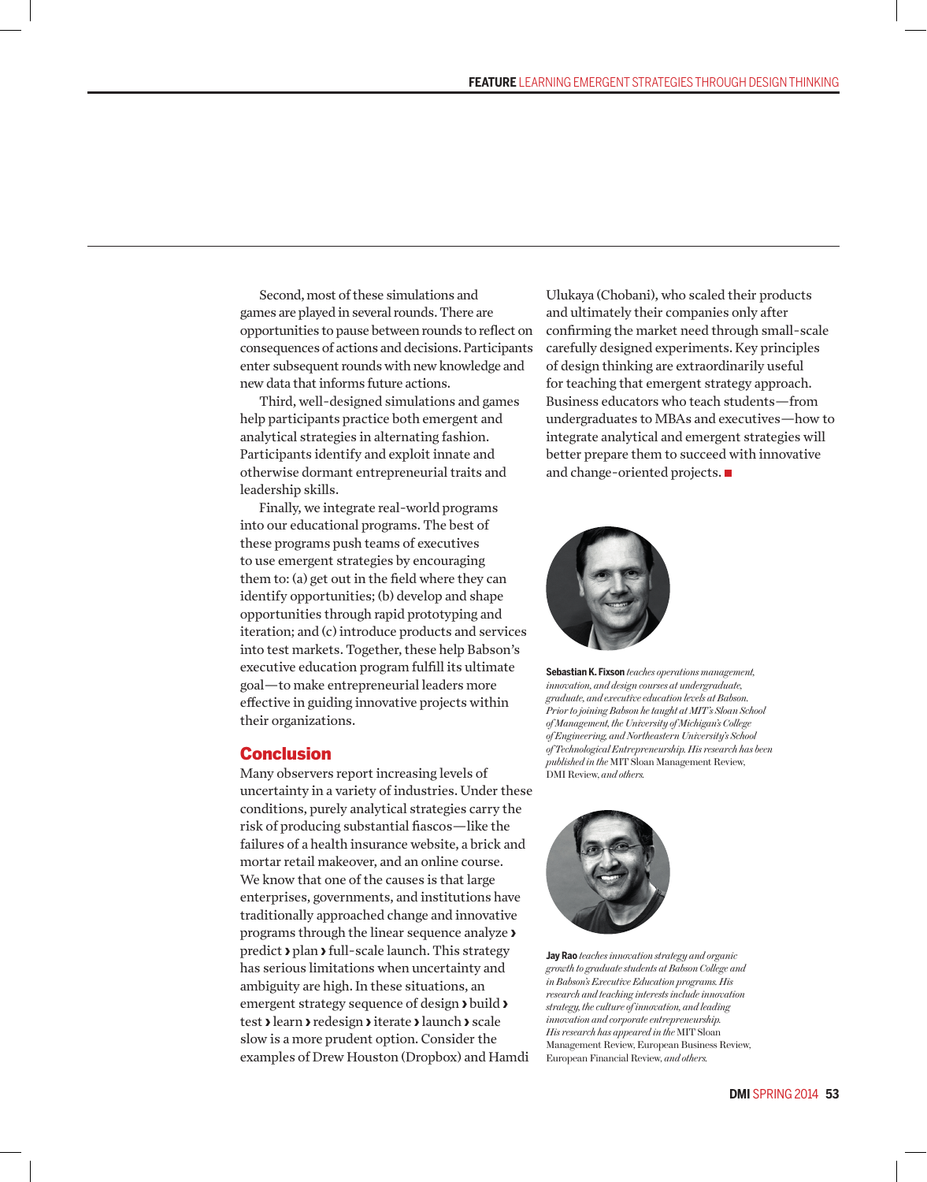Second, most of these simulations and games are played in several rounds. There are opportunities to pause between rounds to reflect on consequences of actions and decisions. Participants enter subsequent rounds with new knowledge and new data that informs future actions.

Third, well-designed simulations and games help participants practice both emergent and analytical strategies in alternating fashion. Participants identify and exploit innate and otherwise dormant entrepreneurial traits and leadership skills.

Finally, we integrate real-world programs into our educational programs. The best of these programs push teams of executives to use emergent strategies by encouraging them to: (a) get out in the field where they can identify opportunities; (b) develop and shape opportunities through rapid prototyping and iteration; and (c) introduce products and services into test markets. Together, these help Babson's executive education program fulfill its ultimate goal—to make entrepreneurial leaders more effective in guiding innovative projects within their organizations.

## Conclusion

Many observers report increasing levels of uncertainty in a variety of industries. Under these conditions, purely analytical strategies carry the risk of producing substantial fiascos—like the failures of a health insurance website, a brick and mortar retail makeover, and an online course. We know that one of the causes is that large enterprises, governments, and institutions have traditionally approached change and innovative programs through the linear sequence analyze › predict › plan › full-scale launch. This strategy has serious limitations when uncertainty and ambiguity are high. In these situations, an emergent strategy sequence of design › build › test › learn › redesign › iterate › launch › scale slow is a more prudent option. Consider the examples of Drew Houston (Dropbox) and Hamdi Ulukaya (Chobani), who scaled their products and ultimately their companies only after confirming the market need through small-scale carefully designed experiments. Key principles of design thinking are extraordinarily useful for teaching that emergent strategy approach. Business educators who teach students—from undergraduates to MBAs and executives—how to integrate analytical and emergent strategies will better prepare them to succeed with innovative and change-oriented projects. ■

**Sebastian K. Fixson** *teaches operations management, innovation, and design courses at undergraduate, graduate, and executive education levels at Babson. Prior to joining Babson he taught at MIT's Sloan School of Management, the University of Michigan's College of Engineering, and Northeastern University's School of Technological Entrepreneurship. His research has been published in the* MIT Sloan Management Review, DMI Review, *and others.*

**Jay Rao** *teaches innovation strategy and organic growth to graduate students at Babson College and in Babson's Executive Education programs. His research and teaching interests include innovation strategy, the culture of innovation, and leading innovation and corporate entrepreneurship. His research has appeared in the* MIT Sloan Management Review, European Business Review, European Financial Review, *and others.*